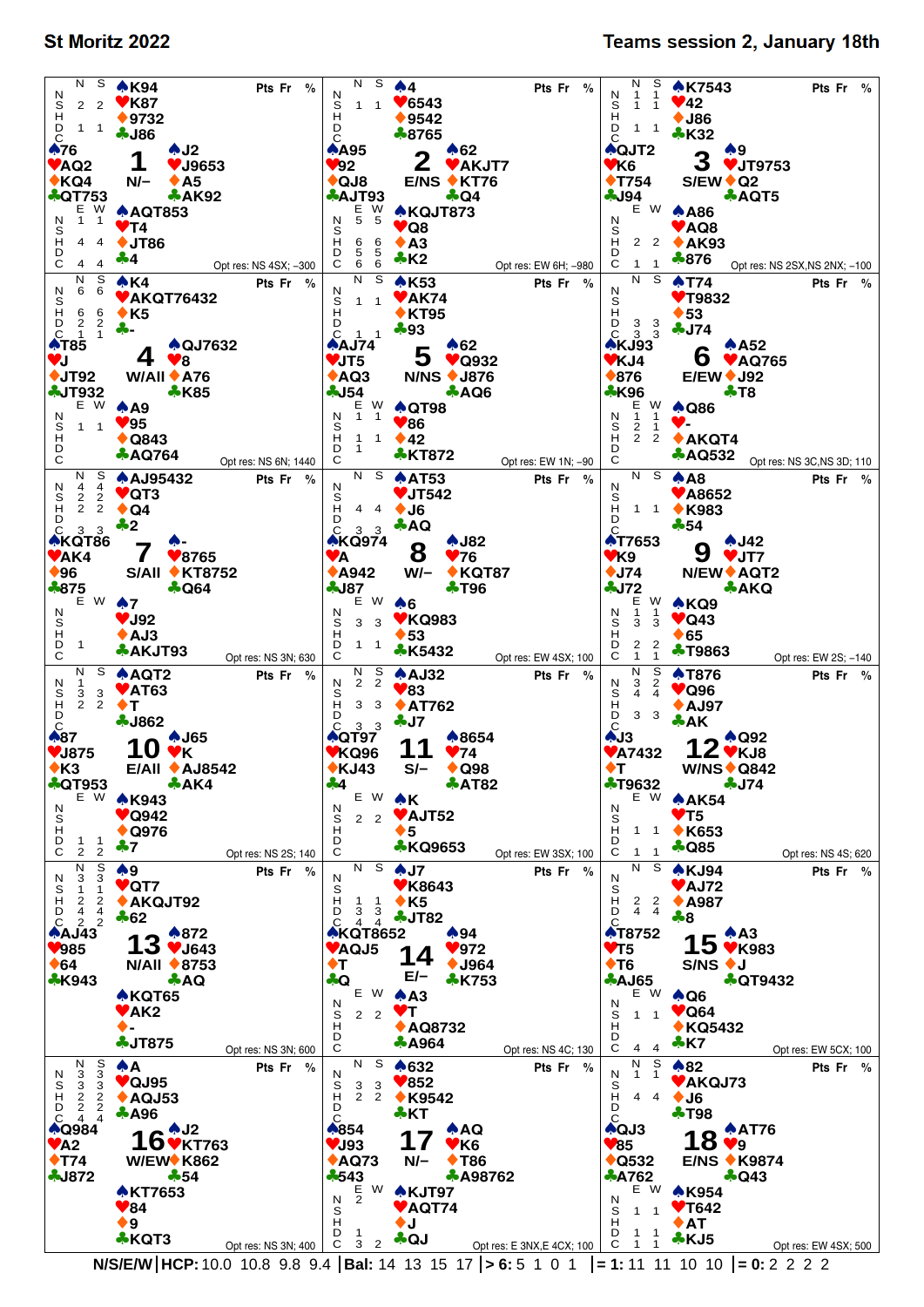# St Moritz 2022

## Teams session 2, January 18th

### Board 1 — Dealer N, Vul –

| | Hand |
|---|---|
| North | ♠K94 ♥K87 ♦9732 ♣J86 |
| West | ♠76 ♥AQ2 ♦KQ4 ♣QT753 |
| East | ♠J2 ♥J9653 ♦A5 ♣AK92 |
| South | ♠AQT853 ♥T4 ♦JT86 ♣4 |

| | N | S | E | W |
|---|---|---|---|---|
| N | | | 1 | 1 |
| S | 2 | 2 | | |
| H | | | 4 | 4 |
| D | 1 | 1 | | |
| C | | | 4 | 4 |

Opt res: NS 4SX; –300

### Board 2 — Dealer E, Vul NS

| | Hand |
|---|---|
| North | ♠4 ♥6543 ♦9542 ♣8765 |
| West | ♠A95 ♥92 ♦QJ8 ♣AJT93 |
| East | ♠62 ♥AKJT7 ♦KT76 ♣Q4 |
| South | ♠KQJT873 ♥Q8 ♦A3 ♣K2 |

| | N | S | E | W |
|---|---|---|---|---|
| N | | | 5 | 5 |
| S | 1 | 1 | | |
| H | | | 6 | 6 |
| D | | | 5 | 5 |
| C | | | 6 | 6 |

Opt res: EW 6H; –980

### Board 3 — Dealer S, Vul EW

| | Hand |
|---|---|
| North | ♠K7543 ♥42 ♦J86 ♣K32 |
| West | ♠QJT2 ♥K6 ♦T754 ♣J94 |
| East | ♠9 ♥JT9753 ♦Q2 ♣AQT5 |
| South | ♠A86 ♥AQ8 ♦AK93 ♣876 |

| | N | S | E | W |
|---|---|---|---|---|
| N | 1 | 1 | | |
| S | 1 | 1 | | |
| H | | | 2 | 2 |
| D | 1 | 1 | | |
| C | | | 1 | 1 |

Opt res: NS 2SX,NS 2NX; –100

### Board 4 — Dealer W, Vul All

| | Hand |
|---|---|
| North | ♠K4 ♥AKQT76432 ♦K5 ♣- |
| West | ♠T85 ♥J ♦JT92 ♣JT932 |
| East | ♠QJ7632 ♥8 ♦A76 ♣K85 |
| South | ♠A9 ♥95 ♦Q843 ♣AQ764 |

| | N | S | E | W |
|---|---|---|---|---|
| N | 6 | 6 | | |
| S | | | 1 | 1 |
| H | 6 | 6 | | |
| D | 2 | 2 | | |
| C | 1 | 1 | | |

Opt res: NS 6N; 1440

### Board 5 — Dealer N, Vul NS

| | Hand |
|---|---|
| North | ♠K53 ♥AK74 ♦KT95 ♣93 |
| West | ♠AJ74 ♥JT5 ♦AQ3 ♣J54 |
| East | ♠62 ♥Q932 ♦J876 ♣AQ6 |
| South | ♠QT98 ♥86 ♦42 ♣KT872 |

| | N | S | E | W |
|---|---|---|---|---|
| N | 1 | 1 | 1 | 1 |
| S | | | | |
| H | | | 1 | 1 |
| D | | | 1 | |
| C | 1 | 1 | | |

Opt res: EW 1N; –90

### Board 6 — Dealer E, Vul EW

| | Hand |
|---|---|
| North | ♠T74 ♥T9832 ♦53 ♣J74 |
| West | ♠KJ93 ♥KJ4 ♦876 ♣K96 |
| East | ♠A52 ♥AQ765 ♦J92 ♣T8 |
| South | ♠Q86 ♥- ♦AKQT4 ♣AQ532 |

| | N | S | E | W |
|---|---|---|---|---|
| N | | | 1 | 1 |
| S | | | 2 | 1 |
| H | | | 2 | 2 |
| D | 3 | 3 | | |
| C | 3 | 3 | | |

Opt res: NS 3C,NS 3D; 110

### Board 7 — Dealer S, Vul All

| | Hand |
|---|---|
| North | ♠AJ95432 ♥QT3 ♦Q4 ♣2 |
| West | ♠KQT86 ♥AK4 ♦96 ♣875 |
| East | ♠- ♥8765 ♦KT8752 ♣Q64 |
| South | ♠7 ♥J92 ♦AJ3 ♣AKJT93 |

| | N | S | E | W |
|---|---|---|---|---|
| N | 4 | 2 | | |
| S | 2 | 2 | | |
| H | 2 | 2 | | |
| D | | | 1 | |
| C | 3 | 3 | | |

Opt res: NS 3N; 630

### Board 8 — Dealer W, Vul –

| | Hand |
|---|---|
| North | ♠AT53 ♥JT542 ♦J6 ♣AQ |
| West | ♠KQ974 ♥A ♦A942 ♣J87 |
| East | ♠J82 ♥76 ♦KQT87 ♣T96 |
| South | ♠6 ♥KQ983 ♦53 ♣K5432 |

| | N | S | E | W |
|---|---|---|---|---|
| N | | | | |
| S | | | 3 | 3 |
| H | 4 | 4 | | |
| D | | | 1 | 1 |
| C | 3 | 3 | | |

Opt res: EW 4SX; 100

### Board 9 — Dealer N, Vul EW

| | Hand |
|---|---|
| North | ♠A8 ♥A8652 ♦K983 ♣54 |
| West | ♠T7653 ♥K9 ♦J74 ♣J72 |
| East | ♠J42 ♥JT7 ♦AQT2 ♣AKQ |
| South | ♠KQ9 ♥Q43 ♦65 ♣T9863 |

| | N | S | E | W |
|---|---|---|---|---|
| N | | | 1 | 1 |
| S | | | 3 | 3 |
| H | 1 | 1 | | |
| D | | | 2 | 2 |
| C | | | 1 | 1 |

Opt res: EW 2S; –140

### Board 10 — Dealer E, Vul All

| | Hand |
|---|---|
| North | ♠AQT2 ♥AT63 ♦T ♣J862 |
| West | ♠87 ♥J875 ♦K3 ♣QT953 |
| East | ♠J65 ♥K ♦AJ8542 ♣AK4 |
| South | ♠K943 ♥Q942 ♦Q976 ♣7 |

| | N | S | E | W |
|---|---|---|---|---|
| N | 1 | | | |
| S | 3 | 3 | | |
| H | 2 | 2 | | |
| D | | | 1 | 1 |
| C | | | 2 | 2 |

Opt res: NS 2S; 140

### Board 11 — Dealer S, Vul –

| | Hand |
|---|---|
| North | ♠AJ32 ♥83 ♦AT762 ♣J7 |
| West | ♠QT97 ♥KQ96 ♦KJ43 ♣4 |
| East | ♠8654 ♥74 ♦Q98 ♣AT82 |
| South | ♠K ♥AJT52 ♦5 ♣KQ9653 |

| | N | S | E | W |
|---|---|---|---|---|
| N | 2 | 2 | | |
| S | | | 2 | 2 |
| H | 3 | 3 | | |
| D | | | | |
| C | 3 | 3 | | |

Opt res: EW 3SX; 100

### Board 12 — Dealer W, Vul NS

| | Hand |
|---|---|
| North | ♠T876 ♥Q96 ♦AJ97 ♣AK |
| West | ♠J3 ♥A7432 ♦T ♣T9632 |
| East | ♠Q92 ♥KJ8 ♦Q842 ♣J74 |
| South | ♠AK54 ♥T5 ♦K653 ♣Q85 |

| | N | S | E | W |
|---|---|---|---|---|
| N | 3 | 2 | | |
| S | 4 | 4 | | |
| H | | | 1 | 1 |
| D | 3 | 3 | | |
| C | | | 1 | 1 |

Opt res: NS 4S; 620

### Board 13 — Dealer N, Vul All

| | Hand |
|---|---|
| North | ♠9 ♥QT7 ♦AKQJT92 ♣62 |
| West | ♠AJ43 ♥985 ♦64 ♣K943 |
| East | ♠872 ♥J643 ♦8753 ♣AQ |
| South | ♠KQT65 ♥AK2 ♦- ♣JT875 |

| | N | S | E | W |
|---|---|---|---|---|
| N | 3 | 3 | | |
| S | 1 | 2 | | |
| H | 2 | 2 | | |
| D | 4 | 4 | | |
| C | 2 | 2 | | |

Opt res: NS 3N; 600

### Board 14 — Dealer E, Vul –

| | Hand |
|---|---|
| North | ♠J7 ♥K8643 ♦K5 ♣JT82 |
| West | ♠KQT8652 ♥AQJ5 ♦T ♣Q |
| East | ♠94 ♥972 ♦J964 ♣K753 |
| South | ♠A3 ♥T ♦AQ8732 ♣A964 |

| | N | S | E | W |
|---|---|---|---|---|
| N | | | | |
| S | | | 2 | 2 |
| H | 1 | 1 | | |
| D | 3 | 3 | | |
| C | 4 | 4 | | |

Opt res: NS 4C; 130

### Board 15 — Dealer S, Vul NS

| | Hand |
|---|---|
| North | ♠KJ94 ♥AJ72 ♦A987 ♣8 |
| West | ♠T8752 ♥T5 ♦T6 ♣AJ65 |
| East | ♠A3 ♥K983 ♦J ♣QT9432 |
| South | ♠Q6 ♥Q64 ♦KQ5432 ♣K7 |

| | N | S | E | W |
|---|---|---|---|---|
| N | | | | |
| S | | | 1 | 1 |
| H | 2 | 2 | | |
| D | 4 | 4 | | |
| C | | | 4 | 4 |

Opt res: EW 5CX; 100

### Board 16 — Dealer W, Vul EW

| | Hand |
|---|---|
| North | ♠A ♥QJ95 ♦AQJ53 ♣A96 |
| West | ♠Q984 ♥A2 ♦T74 ♣J872 |
| East | ♠J2 ♥KT763 ♦K862 ♣54 |
| South | ♠KT7653 ♥84 ♦9 ♣KQT3 |

| | N | S | E | W |
|---|---|---|---|---|
| N | 3 | 3 | | |
| S | 3 | 3 | | |
| H | 2 | 2 | | |
| D | 2 | 2 | | |
| C | 4 | 4 | | |

Opt res: NS 3N; 400

### Board 17 — Dealer N, Vul –

| | Hand |
|---|---|
| North | ♠632 ♥852 ♦K9542 ♣KT |
| West | ♠854 ♥J93 ♦AQ73 ♣543 |
| East | ♠AQ ♥K6 ♦T86 ♣A98762 |
| South | ♠KJT97 ♥AQT74 ♦J ♣QJ |

| | N | S | E | W |
|---|---|---|---|---|
| N | | | 2 | |
| S | 3 | 3 | | |
| H | 2 | 2 | | |
| D | | | 1 | |
| C | | | 3 | 2 |

Opt res: E 3NX,E 4CX; 100

### Board 18 — Dealer E, Vul NS

| | Hand |
|---|---|
| North | ♠82 ♥AKQJT73 ♦J6 ♣T98 |
| West | ♠QJ3 ♥85 ♦Q532 ♣A762 |
| East | ♠AT76 ♥9 ♦K9874 ♣Q43 |
| South | ♠K954 ♥T642 ♦AT ♣KJ5 |

| | N | S | E | W |
|---|---|---|---|---|
| N | 1 | 1 | | |
| S | | | 1 | 1 |
| H | 4 | 4 | | |
| D | | | 1 | 1 |
| C | | | 1 | 1 |

Opt res: EW 4SX; 500

**N/S/E/W** | **HCP:** 10.0 10.8 9.8 9.4 | **Bal:** 14 13 15 17 | **> 6:** 5 1 0 1 | **= 1:** 11 11 10 10 | **= 0:** 2 2 2 2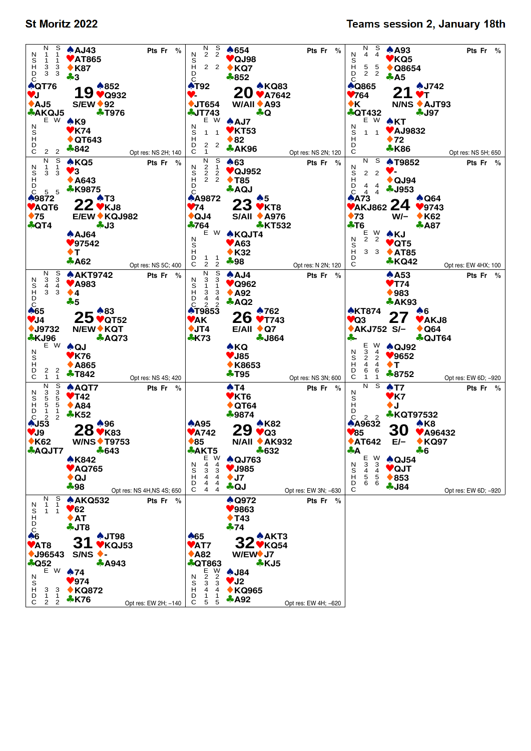# St Moritz 2022

## Teams session 2, January 18th

### Board 19 — S/EW

North: ♠AJ43 ♥AT865 ♦K87 ♣3
West: ♠QT76 ♥J ♦AJ5 ♣AKQJ5
East: ♠852 ♥Q932 ♦92 ♣T976
South: ♠K9 ♥K74 ♦QT643 ♣842

| | N | S | E | W |
|---|---|---|---|---|
| NT | 1 | 1 | | |
| ♠ | 1 | 1 | | |
| ♥ | 3 | 3 | | |
| ♦ | 3 | 3 | | |
| ♣ | | | 2 | 2 |

Opt res: NS 2H; 140

### Board 20 — W/All

North: ♠654 ♥QJ98 ♦KQ7 ♣852
West: ♠T92 ♥- ♦JT654 ♣JT743
East: ♠KQ83 ♥A7642 ♦A93 ♣Q
South: ♠AJ7 ♥KT53 ♦82 ♣AK96

| | N | S | E | W |
|---|---|---|---|---|
| NT | 2 | 2 | | |
| ♠ | | | 1 | 1 |
| ♥ | 2 | 2 | | |
| ♦ | | | 2 | 2 |
| ♣ | | | 1 | |

Opt res: NS 2N; 120

### Board 21 — N/NS

North: ♠A93 ♥KQ5 ♦Q8654 ♣A5
West: ♠Q865 ♥764 ♦K ♣QT432
East: ♠J742 ♥T ♦AJT93 ♣J97
South: ♠KT ♥AJ9832 ♦72 ♣K86

| | N | S | E | W |
|---|---|---|---|---|
| NT | 4 | 4 | | |
| ♠ | | | 1 | 1 |
| ♥ | 5 | 5 | | |
| ♦ | 2 | 2 | | |
| ♣ | | | | |

Opt res: NS 5H; 650

### Board 22 — E/EW

North: ♠KQ5 ♥3 ♦A643 ♣K9875
West: ♠9872 ♥AQT6 ♦75 ♣QT4
East: ♠T3 ♥KJ8 ♦KQJ982 ♣J3
South: ♠AJ64 ♥97542 ♦T ♣A62

| | N | S | E | W |
|---|---|---|---|---|
| NT | 1 | 1 | | |
| ♠ | 3 | 3 | | |
| ♥ | | | | |
| ♦ | | | | |
| ♣ | 5 | 5 | | |

Opt res: NS 5C; 400

### Board 23 — S/All

North: ♠63 ♥QJ952 ♦T85 ♣AQJ
West: ♠A9872 ♥74 ♦QJ4 ♣764
East: ♠5 ♥KT8 ♦A976 ♣KT532
South: ♠KQJT4 ♥A63 ♦K32 ♣98

| | N | S | E | W |
|---|---|---|---|---|
| NT | 2 | 1 | | |
| ♠ | 2 | 2 | | |
| ♥ | 2 | 2 | | |
| ♦ | | | 1 | 1 |
| ♣ | | | 2 | 2 |

Opt res: N 2N; 120

### Board 24 — W/–

North: ♠T9852 ♥- ♦QJ94 ♣J953
West: ♠A73 ♥AKJ862 ♦73 ♣T6
East: ♠Q64 ♥9743 ♦K62 ♣A87
South: ♠KJ ♥QT5 ♦AT85 ♣KQ42

| | N | S | E | W |
|---|---|---|---|---|
| NT | | | 2 | 2 |
| ♠ | 2 | 2 | | |
| ♥ | | | 3 | 3 |
| ♦ | 4 | 4 | | |
| ♣ | 4 | 4 | | |

Opt res: EW 4HX; 100

### Board 25 — N/EW

North: ♠AKT9742 ♥A983 ♦4 ♣5
West: ♠65 ♥J4 ♦J9732 ♣KJ96
East: ♠83 ♥QT52 ♦KQT ♣AQ73
South: ♠QJ ♥K76 ♦A865 ♣T842

| | N | S | E | W |
|---|---|---|---|---|
| NT | 3 | 3 | | |
| ♠ | 4 | 4 | | |
| ♥ | 3 | 3 | | |
| ♦ | | | 2 | 2 |
| ♣ | | | 1 | 1 |

Opt res: NS 4S; 420

### Board 26 — E/All

North: ♠AJ4 ♥Q962 ♦A92 ♣AQ2
West: ♠T9853 ♥AK ♦JT4 ♣K73
East: ♠762 ♥T743 ♦Q7 ♣J864
South: ♠KQ ♥J85 ♦K8653 ♣T95

| | N | S | E | W |
|---|---|---|---|---|
| NT | 3 | 3 | | |
| ♠ | 1 | 1 | | |
| ♥ | 3 | 3 | | |
| ♦ | 4 | 4 | | |
| ♣ | 2 | 2 | | |

Opt res: NS 3N; 600

### Board 27 — S/–

North: ♠A53 ♥T74 ♦983 ♣AK93
West: ♠KT874 ♥Q3 ♦AKJ752 ♣-
East: ♠6 ♥AKJ8 ♦Q64 ♣QJT64
South: ♠QJ92 ♥9652 ♦T ♣8752

| | N | S | E | W |
|---|---|---|---|---|
| NT | | | 3 | 4 |
| ♠ | | | 2 | 2 |
| ♥ | | | 4 | 4 |
| ♦ | | | 6 | 6 |
| ♣ | | | 1 | 1 |

Opt res: EW 6D; −920

### Board 28 — W/NS

North: ♠AQT7 ♥T42 ♦A84 ♣K52
West: ♠J53 ♥J9 ♦K62 ♣AQJT7
East: ♠96 ♥K83 ♦T9753 ♣643
South: ♠K842 ♥AQ765 ♦QJ ♣98

| | N | S | E | W |
|---|---|---|---|---|
| NT | 3 | 3 | | |
| ♠ | 5 | 5 | | |
| ♥ | 5 | 5 | | |
| ♦ | 1 | 1 | | |
| ♣ | 2 | 2 | | |

Opt res: NS 4H,NS 4S; 650

### Board 29 — N/All

North: ♠T4 ♥KT6 ♦QT64 ♣9874
West: ♠A95 ♥A742 ♦85 ♣AKT5
East: ♠K82 ♥Q3 ♦AK932 ♣632
South: ♠QJ763 ♥J985 ♦J7 ♣QJ

| | N | S | E | W |
|---|---|---|---|---|
| NT | | | 4 | 4 |
| ♠ | | | 3 | 3 |
| ♥ | | | 4 | 4 |
| ♦ | | | 4 | 4 |
| ♣ | | | 4 | 4 |

Opt res: EW 3N; −630

### Board 30 — E/–

North: ♠T7 ♥K7 ♦J ♣KQT97532
West: ♠A9632 ♥85 ♦AT642 ♣A
East: ♠K8 ♥A96432 ♦KQ97 ♣6
South: ♠QJ54 ♥QJT ♦853 ♣J84

| | N | S | E | W |
|---|---|---|---|---|
| NT | | | 3 | 3 |
| ♠ | | | 4 | 4 |
| ♥ | | | 5 | 5 |
| ♦ | | | 6 | 6 |
| ♣ | 2 | 2 | | |

Opt res: EW 6D; −920

### Board 31 — S/NS

North: ♠AKQ532 ♥62 ♦AT ♣JT8
West: ♠6 ♥AT8 ♦J96543 ♣Q52
East: ♠JT98 ♥KQJ53 ♦- ♣A943
South: ♠74 ♥974 ♦KQ872 ♣K76

| | N | S | E | W |
|---|---|---|---|---|
| NT | 1 | 1 | | |
| ♠ | 1 | 1 | | |
| ♥ | | | 3 | 3 |
| ♦ | | | 1 | 1 |
| ♣ | | | 2 | 2 |

Opt res: EW 2H; −140

### Board 32 — W/EW

North: ♠Q972 ♥9863 ♦T43 ♣74
West: ♠65 ♥AT7 ♦A82 ♣QT863
East: ♠AKT3 ♥KQ54 ♦J7 ♣KJ5
South: ♠J84 ♥J2 ♦KQ965 ♣A92

| | N | S | E | W |
|---|---|---|---|---|
| NT | | | 2 | 2 |
| ♠ | | | 3 | 3 |
| ♥ | | | 4 | 4 |
| ♦ | | | 1 | 1 |
| ♣ | | | 5 | 5 |

Opt res: EW 4H; −620